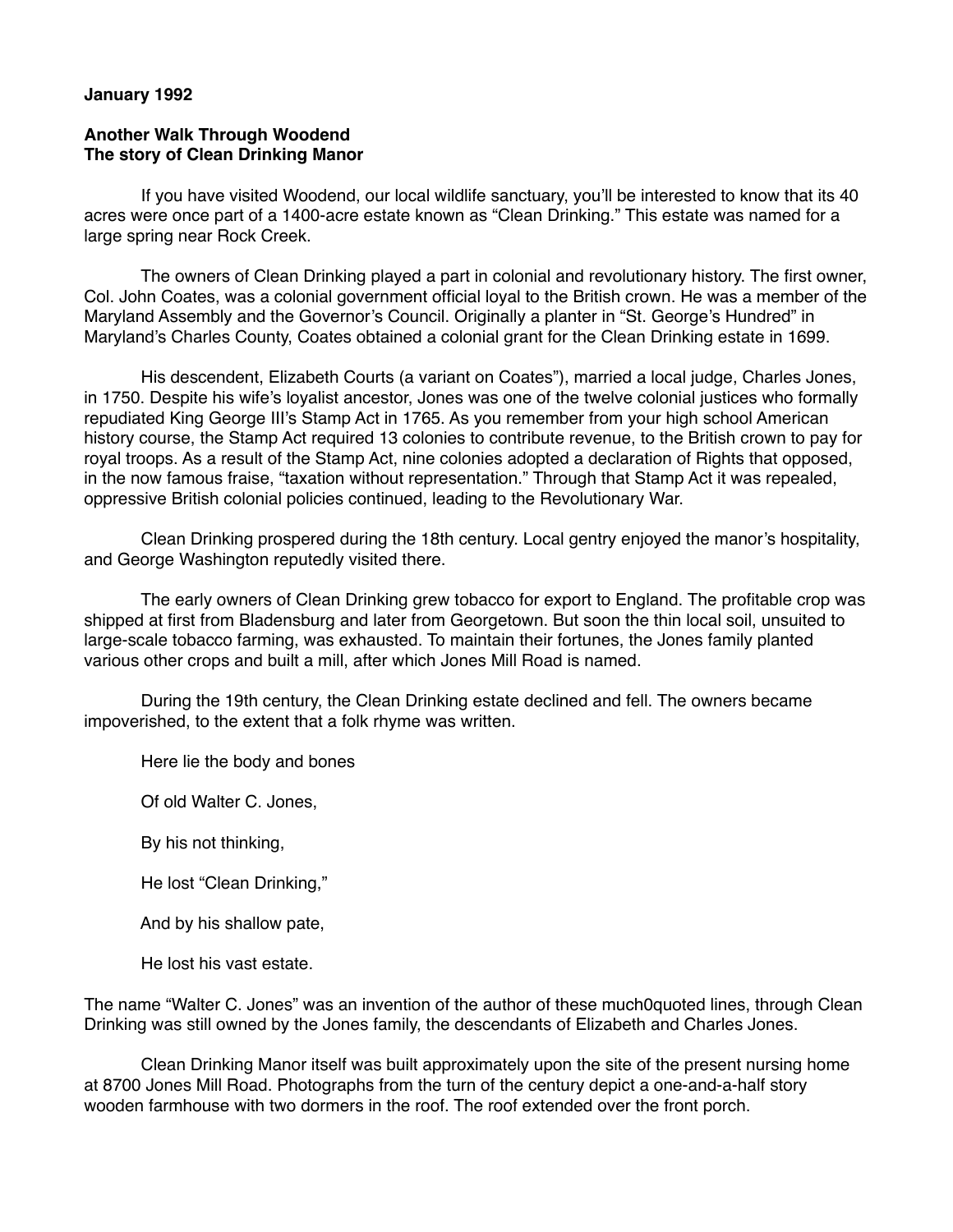**January 1992**

**Another Walk Through Woodend**
**The story of Clean Drinking Manor**

If you have visited Woodend, our local wildlife sanctuary, you'll be interested to know that its 40 acres were once part of a 1400-acre estate known as "Clean Drinking." This estate was named for a large spring near Rock Creek.

The owners of Clean Drinking played a part in colonial and revolutionary history. The first owner, Col. John Coates, was a colonial government official loyal to the British crown. He was a member of the Maryland Assembly and the Governor's Council. Originally a planter in "St. George's Hundred" in Maryland's Charles County, Coates obtained a colonial grant for the Clean Drinking estate in 1699.

His descendent, Elizabeth Courts (a variant on Coates"), married a local judge, Charles Jones, in 1750. Despite his wife's loyalist ancestor, Jones was one of the twelve colonial justices who formally repudiated King George III's Stamp Act in 1765. As you remember from your high school American history course, the Stamp Act required 13 colonies to contribute revenue, to the British crown to pay for royal troops. As a result of the Stamp Act, nine colonies adopted a declaration of Rights that opposed, in the now famous fraise, "taxation without representation." Through that Stamp Act it was repealed, oppressive British colonial policies continued, leading to the Revolutionary War.

Clean Drinking prospered during the 18th century. Local gentry enjoyed the manor's hospitality, and George Washington reputedly visited there.

The early owners of Clean Drinking grew tobacco for export to England. The profitable crop was shipped at first from Bladensburg and later from Georgetown. But soon the thin local soil, unsuited to large-scale tobacco farming, was exhausted. To maintain their fortunes, the Jones family planted various other crops and built a mill, after which Jones Mill Road is named.

During the 19th century, the Clean Drinking estate declined and fell. The owners became impoverished, to the extent that a folk rhyme was written.

> Here lie the body and bones
>
> Of old Walter C. Jones,
>
> By his not thinking,
>
> He lost "Clean Drinking,"
>
> And by his shallow pate,
>
> He lost his vast estate.

The name "Walter C. Jones" was an invention of the author of these much0quoted lines, through Clean Drinking was still owned by the Jones family, the descendants of Elizabeth and Charles Jones.

Clean Drinking Manor itself was built approximately upon the site of the present nursing home at 8700 Jones Mill Road. Photographs from the turn of the century depict a one-and-a-half story wooden farmhouse with two dormers in the roof. The roof extended over the front porch.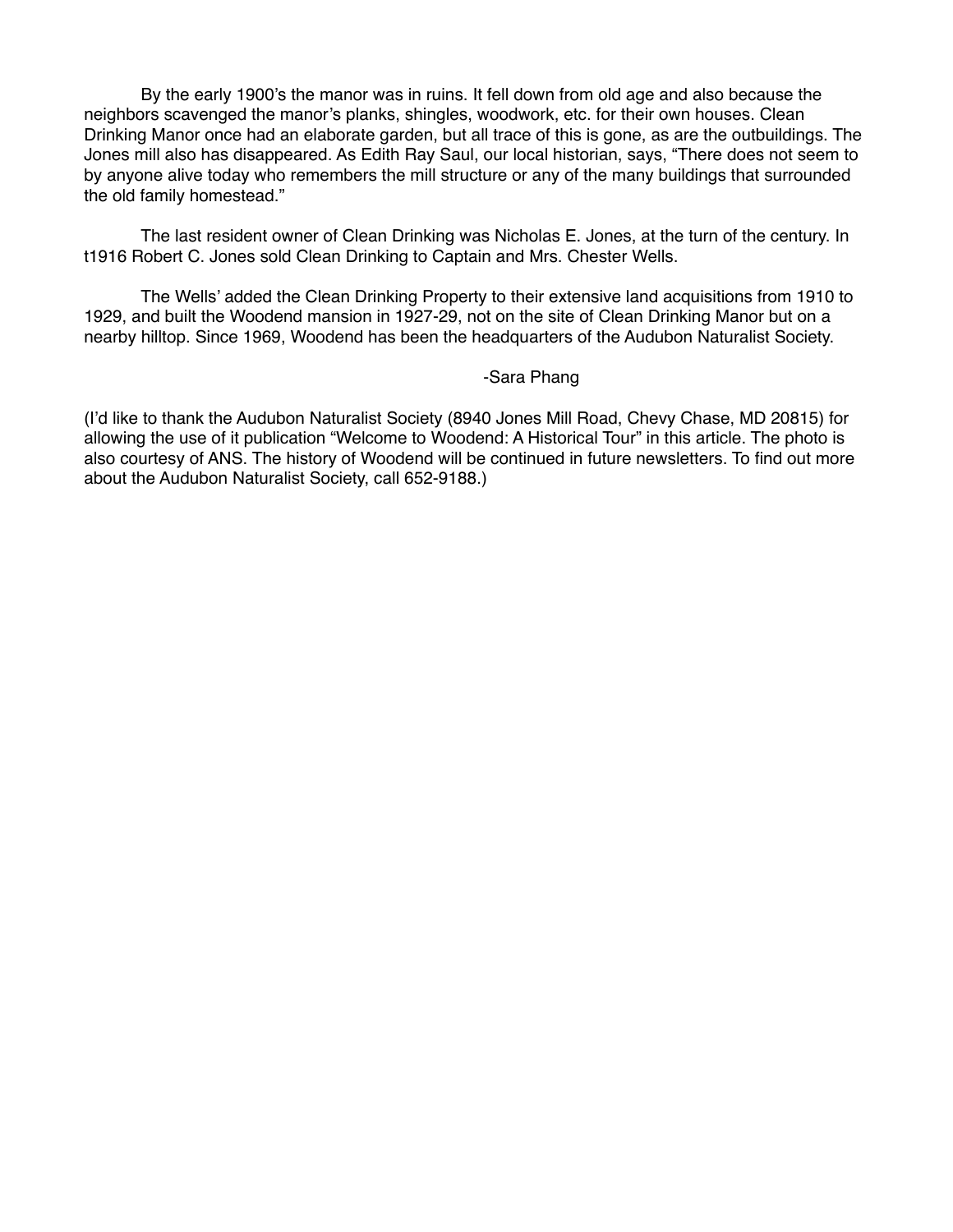By the early 1900's the manor was in ruins. It fell down from old age and also because the neighbors scavenged the manor's planks, shingles, woodwork, etc. for their own houses. Clean Drinking Manor once had an elaborate garden, but all trace of this is gone, as are the outbuildings. The Jones mill also has disappeared. As Edith Ray Saul, our local historian, says, "There does not seem to by anyone alive today who remembers the mill structure or any of the many buildings that surrounded the old family homestead."

The last resident owner of Clean Drinking was Nicholas E. Jones, at the turn of the century. In t1916 Robert C. Jones sold Clean Drinking to Captain and Mrs. Chester Wells.

The Wells' added the Clean Drinking Property to their extensive land acquisitions from 1910 to 1929, and built the Woodend mansion in 1927-29, not on the site of Clean Drinking Manor but on a nearby hilltop. Since 1969, Woodend has been the headquarters of the Audubon Naturalist Society.

-Sara Phang

(I'd like to thank the Audubon Naturalist Society (8940 Jones Mill Road, Chevy Chase, MD 20815) for allowing the use of it publication "Welcome to Woodend: A Historical Tour" in this article. The photo is also courtesy of ANS. The history of Woodend will be continued in future newsletters. To find out more about the Audubon Naturalist Society, call 652-9188.)